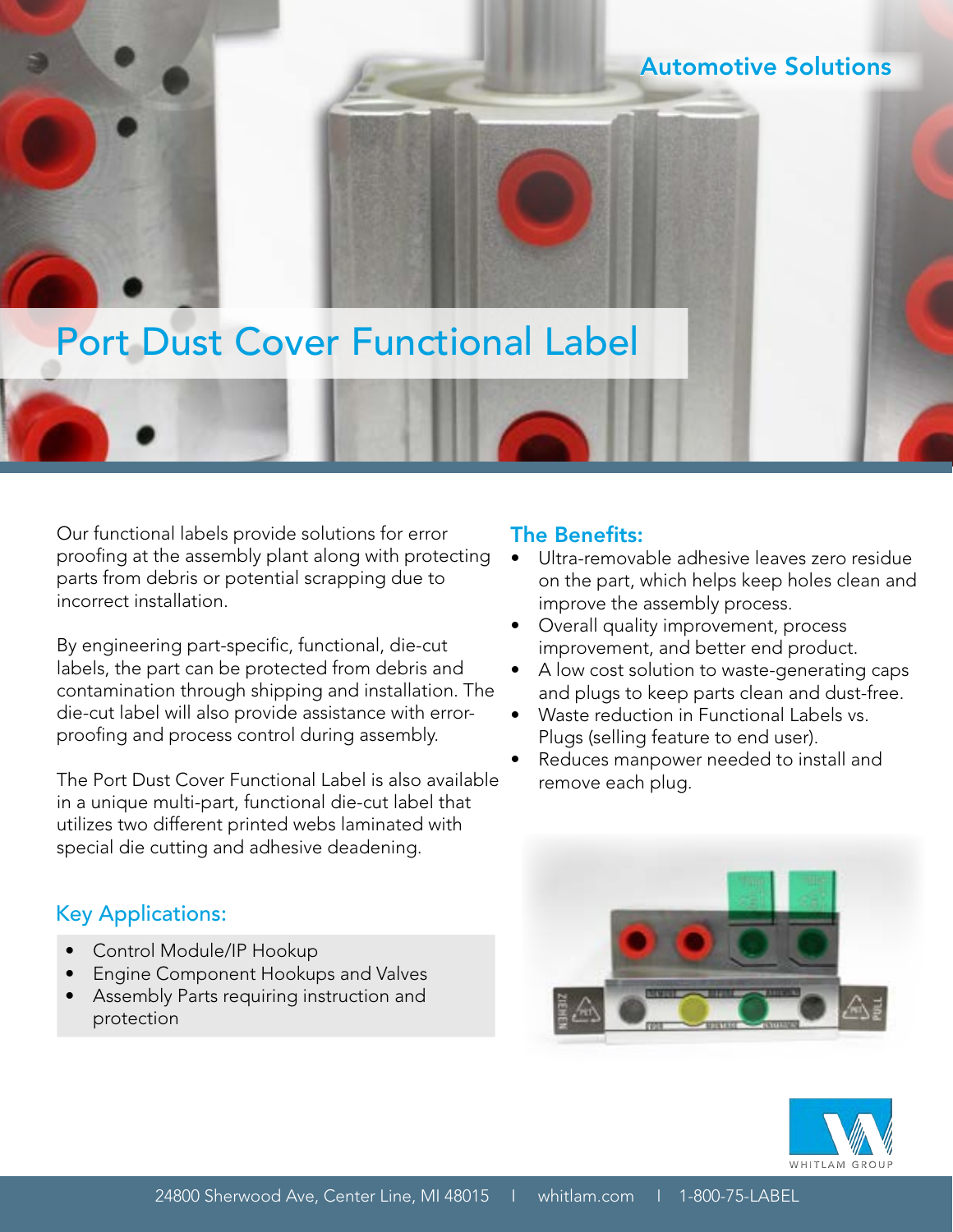Automotive Solutions

# Port Dust Cover Functional Label

Our functional labels provide solutions for error proofing at the assembly plant along with protecting parts from debris or potential scrapping due to incorrect installation.

By engineering part-specific, functional, die-cut labels, the part can be protected from debris and contamination through shipping and installation. The die-cut label will also provide assistance with error-proofing and process control during assembly.

The Port Dust Cover Functional Label is also available in a unique multi-part, functional die-cut label that utilizes two different printed webs laminated with special die cutting and adhesive deadening.

## Key Applications:

- Control Module/IP Hookup
- Engine Component Hookups and Valves
- Assembly Parts requiring instruction and protection

## The Benefits:

- Ultra-removable adhesive leaves zero residue on the part, which helps keep holes clean and improve the assembly process.
- Overall quality improvement, process improvement, and better end product.
- A low cost solution to waste-generating caps and plugs to keep parts clean and dust-free.
- Waste reduction in Functional Labels vs. Plugs (selling feature to end user).
- Reduces manpower needed to install and remove each plug.

WHITLAM GROUP

24800 Sherwood Ave, Center Line, MI 48015 | whitlam.com | 1-800-75-LABEL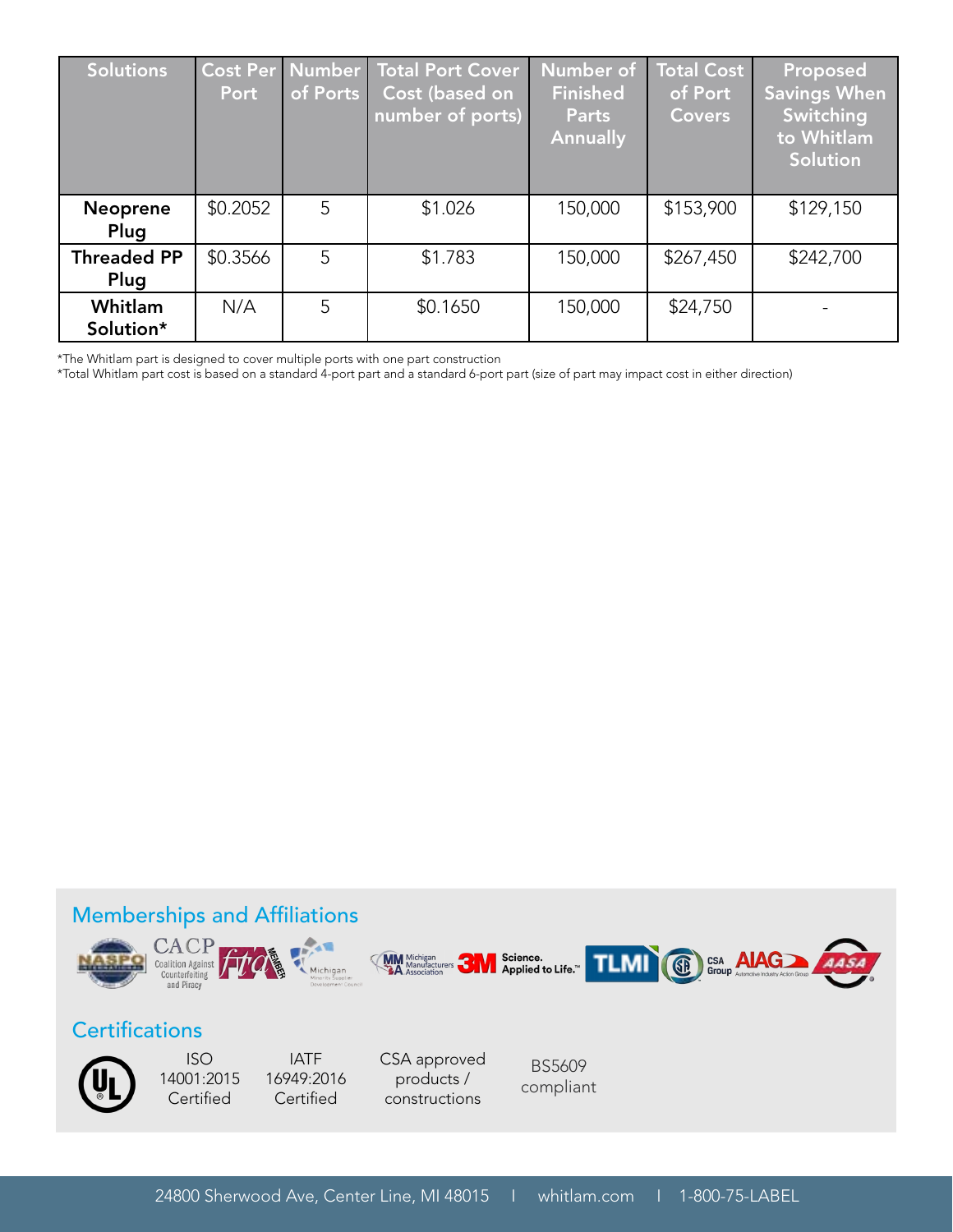| Solutions | Cost Per Port | Number of Ports | Total Port Cover Cost (based on number of ports) | Number of Finished Parts Annually | Total Cost of Port Covers | Proposed Savings When Switching to Whitlam Solution |
|---|---|---|---|---|---|---|
| **Neoprene Plug** | $0.2052 | 5 | $1.026 | 150,000 | $153,900 | $129,150 |
| **Threaded PP Plug** | $0.3566 | 5 | $1.783 | 150,000 | $267,450 | $242,700 |
| **Whitlam Solution*** | N/A | 5 | $0.1650 | 150,000 | $24,750 | - |

*The Whitlam part is designed to cover multiple ports with one part construction

*Total Whitlam part cost is based on a standard 4-port part and a standard 6-port part (size of part may impact cost in either direction)

## Memberships and Affiliations

NASPO International, CACP Coalition Against Counterfeiting and Piracy, FTA Member, Michigan Minority Supplier Development Council, Michigan Manufacturers Association, 3M Science. Applied to Life.™, TLMI, CSA Group, AIAG Automotive Industry Action Group, AASA

## Certifications

UL

ISO 14001:2015 Certified

IATF 16949:2016 Certified

CSA approved products / constructions

BS5609 compliant

24800 Sherwood Ave, Center Line, MI 48015 | whitlam.com | 1-800-75-LABEL